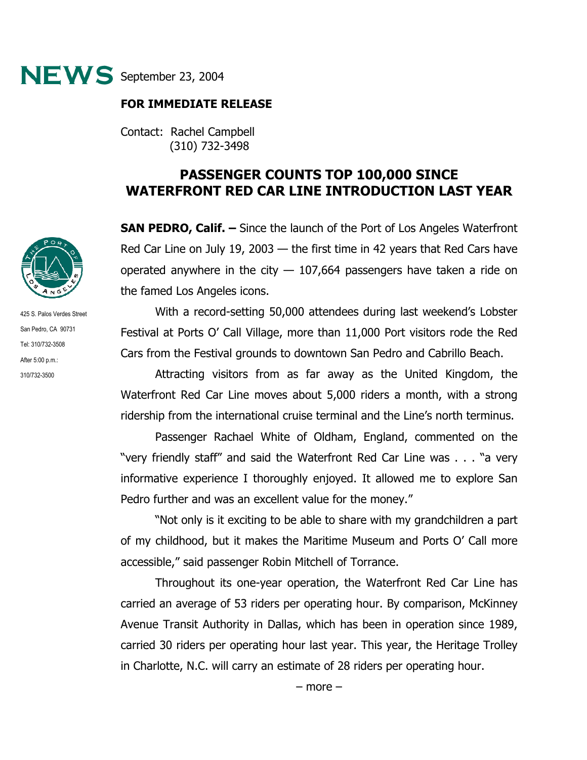**NEWS** September 23, 2004

**FOR IMMEDIATE RELEASE**

Contact: Rachel Campbell
(310) 732-3498

425 S. Palos Verdes Street
San Pedro, CA 90731
Tel: 310/732-3508
After 5:00 p.m.:
310/732-3500

# PASSENGER COUNTS TOP 100,000 SINCE WATERFRONT RED CAR LINE INTRODUCTION LAST YEAR

**SAN PEDRO, Calif. –** Since the launch of the Port of Los Angeles Waterfront Red Car Line on July 19, 2003 — the first time in 42 years that Red Cars have operated anywhere in the city — 107,664 passengers have taken a ride on the famed Los Angeles icons.

With a record-setting 50,000 attendees during last weekend's Lobster Festival at Ports O' Call Village, more than 11,000 Port visitors rode the Red Cars from the Festival grounds to downtown San Pedro and Cabrillo Beach.

Attracting visitors from as far away as the United Kingdom, the Waterfront Red Car Line moves about 5,000 riders a month, with a strong ridership from the international cruise terminal and the Line's north terminus.

Passenger Rachael White of Oldham, England, commented on the "very friendly staff" and said the Waterfront Red Car Line was . . . "a very informative experience I thoroughly enjoyed. It allowed me to explore San Pedro further and was an excellent value for the money."

"Not only is it exciting to be able to share with my grandchildren a part of my childhood, but it makes the Maritime Museum and Ports O' Call more accessible," said passenger Robin Mitchell of Torrance.

Throughout its one-year operation, the Waterfront Red Car Line has carried an average of 53 riders per operating hour. By comparison, McKinney Avenue Transit Authority in Dallas, which has been in operation since 1989, carried 30 riders per operating hour last year. This year, the Heritage Trolley in Charlotte, N.C. will carry an estimate of 28 riders per operating hour.

– more –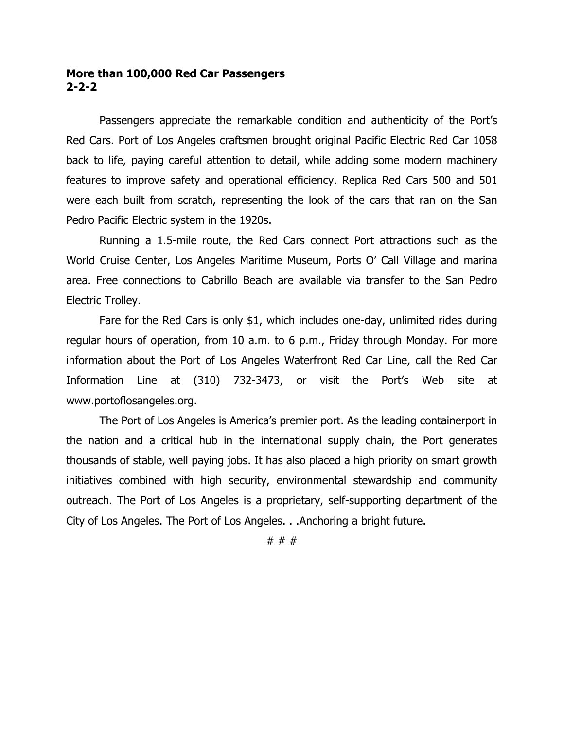**More than 100,000 Red Car Passengers**
**2-2-2**

Passengers appreciate the remarkable condition and authenticity of the Port's Red Cars. Port of Los Angeles craftsmen brought original Pacific Electric Red Car 1058 back to life, paying careful attention to detail, while adding some modern machinery features to improve safety and operational efficiency. Replica Red Cars 500 and 501 were each built from scratch, representing the look of the cars that ran on the San Pedro Pacific Electric system in the 1920s.

Running a 1.5-mile route, the Red Cars connect Port attractions such as the World Cruise Center, Los Angeles Maritime Museum, Ports O' Call Village and marina area. Free connections to Cabrillo Beach are available via transfer to the San Pedro Electric Trolley.

Fare for the Red Cars is only $1, which includes one-day, unlimited rides during regular hours of operation, from 10 a.m. to 6 p.m., Friday through Monday. For more information about the Port of Los Angeles Waterfront Red Car Line, call the Red Car Information Line at (310) 732-3473, or visit the Port's Web site at www.portoflosangeles.org.

The Port of Los Angeles is America's premier port. As the leading containerport in the nation and a critical hub in the international supply chain, the Port generates thousands of stable, well paying jobs. It has also placed a high priority on smart growth initiatives combined with high security, environmental stewardship and community outreach. The Port of Los Angeles is a proprietary, self-supporting department of the City of Los Angeles. The Port of Los Angeles. . .Anchoring a bright future.

# # #